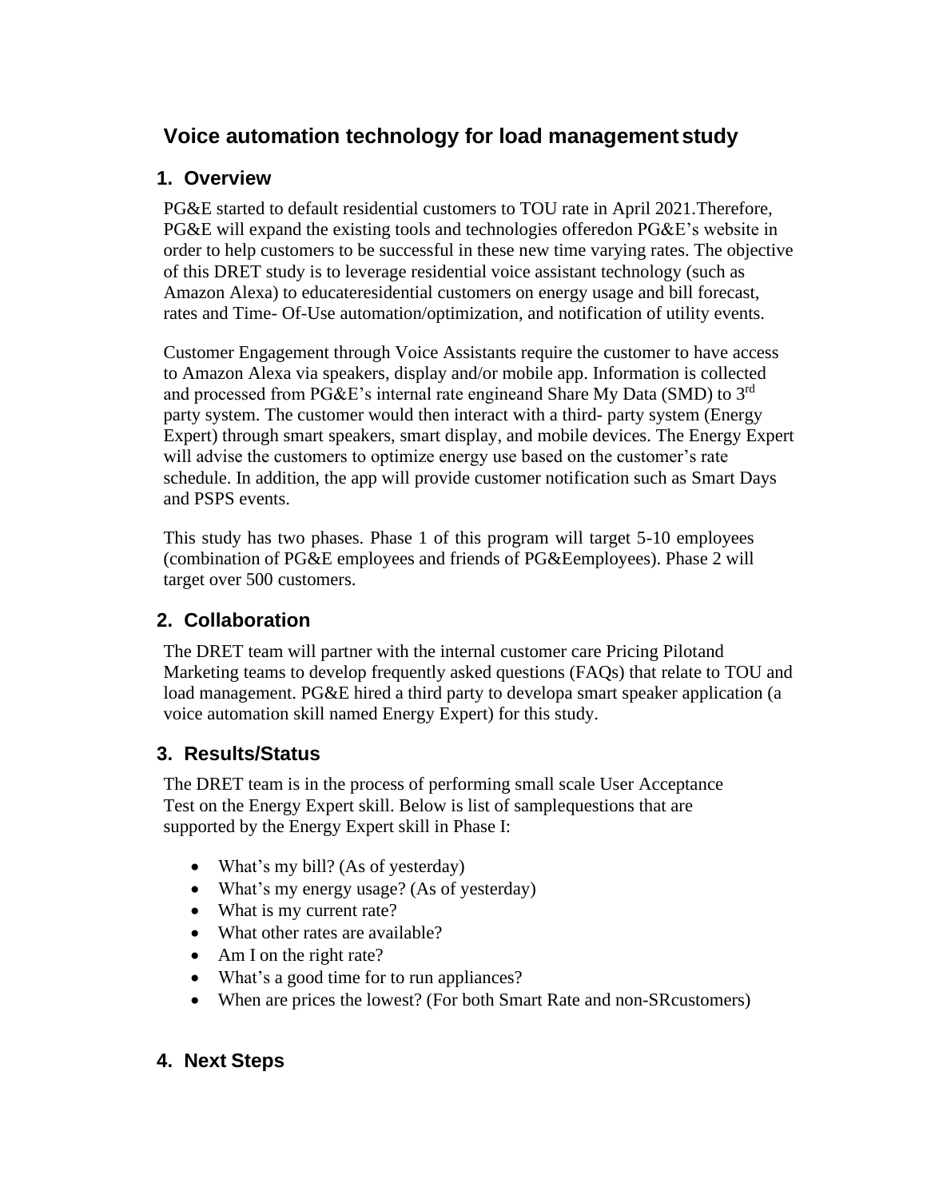# Voice automation technology for load management study

## 1. Overview

PG&E started to default residential customers to TOU rate in April 2021.Therefore, PG&E will expand the existing tools and technologies offeredon PG&E's website in order to help customers to be successful in these new time varying rates. The objective of this DRET study is to leverage residential voice assistant technology (such as Amazon Alexa) to educateresidential customers on energy usage and bill forecast, rates and Time- Of-Use automation/optimization, and notification of utility events.

Customer Engagement through Voice Assistants require the customer to have access to Amazon Alexa via speakers, display and/or mobile app. Information is collected and processed from PG&E's internal rate engineand Share My Data (SMD) to 3rd party system. The customer would then interact with a third- party system (Energy Expert) through smart speakers, smart display, and mobile devices. The Energy Expert will advise the customers to optimize energy use based on the customer's rate schedule. In addition, the app will provide customer notification such as Smart Days and PSPS events.

This study has two phases. Phase 1 of this program will target 5-10 employees (combination of PG&E employees and friends of PG&Eemployees). Phase 2 will target over 500 customers.

## 2. Collaboration

The DRET team will partner with the internal customer care Pricing Pilotand Marketing teams to develop frequently asked questions (FAQs) that relate to TOU and load management. PG&E hired a third party to developa smart speaker application (a voice automation skill named Energy Expert) for this study.

## 3. Results/Status

The DRET team is in the process of performing small scale User Acceptance Test on the Energy Expert skill. Below is list of samplequestions that are supported by the Energy Expert skill in Phase I:

- What's my bill? (As of yesterday)
- What's my energy usage? (As of yesterday)
- What is my current rate?
- What other rates are available?
- Am I on the right rate?
- What's a good time for to run appliances?
- When are prices the lowest? (For both Smart Rate and non-SRcustomers)

## 4. Next Steps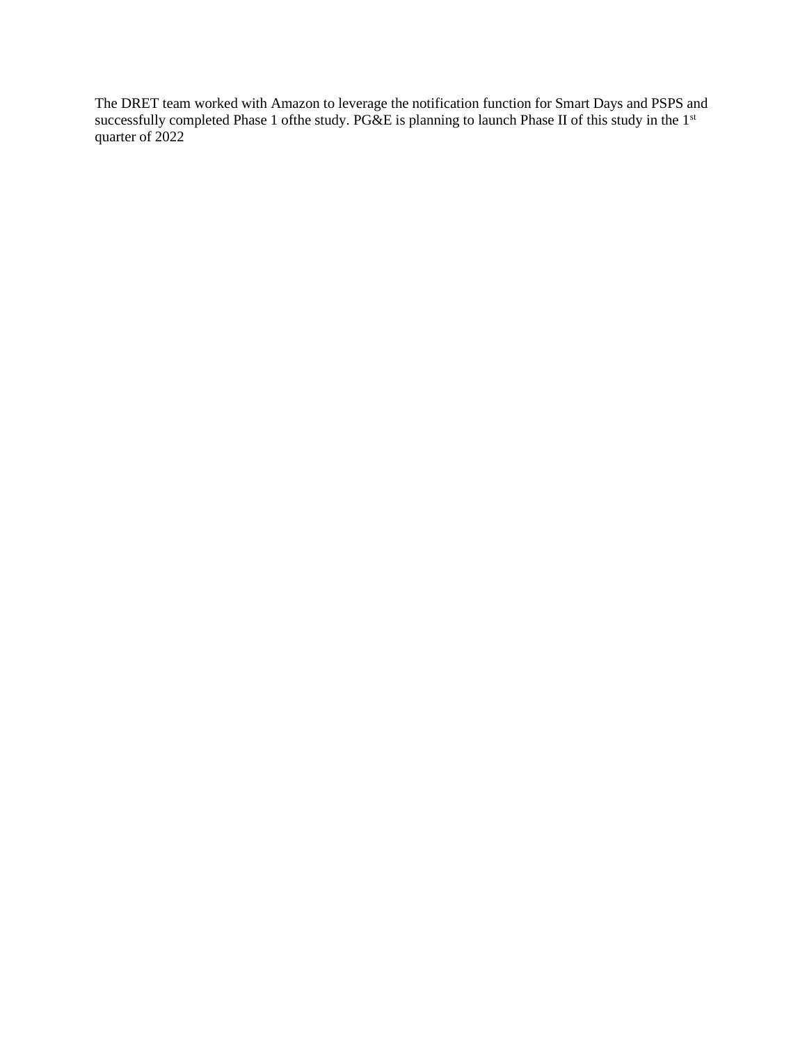The DRET team worked with Amazon to leverage the notification function for Smart Days and PSPS and successfully completed Phase 1 ofthe study. PG&E is planning to launch Phase II of this study in the 1st quarter of 2022